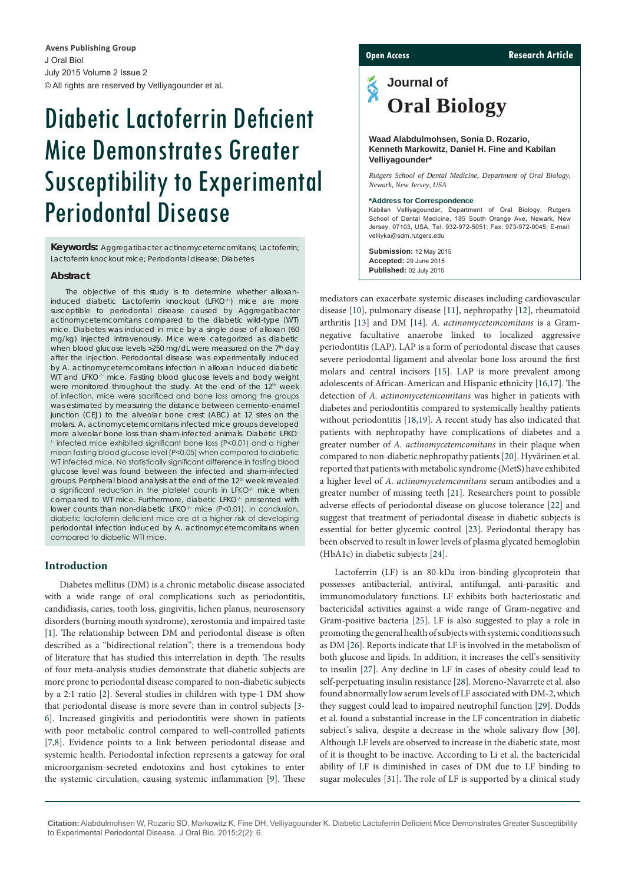Avens Publishing Group
J Oral Biol
July 2015 Volume 2 Issue 2
© All rights reserved by Velliyagounder et al.

**Open Access** **Research Article**

Journal of
**Oral Biology**

# Diabetic Lactoferrin Deficient Mice Demonstrates Greater Susceptibility to Experimental Periodontal Disease

**Waad Alabdulmohsen, Sonia D. Rozario, Kenneth Markowitz, Daniel H. Fine and Kabilan Velliyagounder***

*Rutgers School of Dental Medicine, Department of Oral Biology, Newark, New Jersey, USA*

**\*Address for Correspondence**
Kabilan Velliyagounder, Department of Oral Biology, Rutgers School of Dental Medicine, 185 South Orange Ave, Newark, New Jersey, 07103, USA, Tel: 932-972-5051; Fax: 973-972-0045; E-mail: velliyka@sdm.rutgers.edu

**Submission:** 12 May 2015
**Accepted:** 29 June 2015
**Published:** 02 July 2015

**Keywords:** Aggregatibacter actinomycetemcomitans; Lactoferrin; Lactoferrin knockout mice; Periodontal disease; Diabetes

## Abstract

The objective of this study is to determine whether alloxan-induced diabetic Lactoferrin knockout (LFKO$^{-/-}$) mice are more susceptible to periodontal disease caused by Aggregatibacter actinomycetemcomitans compared to the diabetic wild-type (WT) mice. Diabetes was induced in mice by a single dose of alloxan (60 mg/kg) injected intravenously. Mice were categorized as diabetic when blood glucose levels >250 mg/dL were measured on the 7th day after the injection. Periodontal disease was experimentally induced by A. actinomycetemcomitans infection in alloxan induced diabetic WT and LFKO$^{-/-}$ mice. Fasting blood glucose levels and body weight were monitored throughout the study. At the end of the 12th week of infection, mice were sacrificed and bone loss among the groups was estimated by measuring the distance between cemento-enamel junction (CEJ) to the alveolar bone crest (ABC) at 12 sites on the molars. A. actinomycetemcomitans infected mice groups developed more alveolar bone loss than sham-infected animals. Diabetic LFKO$^{-/-}$ infected mice exhibited significant bone loss ($P<0.01$) and a higher mean fasting blood glucose level ($P<0.05$) when compared to diabetic WT infected mice. No statistically significant difference in fasting blood glucose level was found between the infected and sham-infected groups. Peripheral blood analysis at the end of the 12th week revealed a significant reduction in the platelet counts in LFKO$^{-/-}$ mice when compared to WT mice. Furthermore, diabetic LFKO$^{-/-}$ presented with lower counts than non-diabetic LFKO$^{-/-}$ mice ($P<0.01$). In conclusion, diabetic lactoferrin deficient mice are at a higher risk of developing periodontal infection induced by A. actinomycetemcomitans when compared to diabetic WTl mice.

## Introduction

Diabetes mellitus (DM) is a chronic metabolic disease associated with a wide range of oral complications such as periodontitis, candidiasis, caries, tooth loss, gingivitis, lichen planus, neurosensory disorders (burning mouth syndrome), xerostomia and impaired taste [1]. The relationship between DM and periodontal disease is often described as a “bidirectional relation”; there is a tremendous body of literature that has studied this interrelation in depth. The results of four meta-analysis studies demonstrate that diabetic subjects are more prone to periodontal disease compared to non-diabetic subjects by a 2:1 ratio [2]. Several studies in children with type-1 DM show that periodontal disease is more severe than in control subjects [3-6]. Increased gingivitis and periodontitis were shown in patients with poor metabolic control compared to well-controlled patients [7,8]. Evidence points to a link between periodontal disease and systemic health. Periodontal infection represents a gateway for oral microorganism-secreted endotoxins and host cytokines to enter the systemic circulation, causing systemic inflammation [9]. These mediators can exacerbate systemic diseases including cardiovascular disease [10], pulmonary disease [11], nephropathy [12], rheumatoid arthritis [13] and DM [14]. *A. actinomycetemcomitans* is a Gram-negative facultative anaerobe linked to localized aggressive periodontitis (LAP). LAP is a form of periodontal disease that causes severe periodontal ligament and alveolar bone loss around the first molars and central incisors [15]. LAP is more prevalent among adolescents of African-American and Hispanic ethnicity [16,17]. The detection of *A. actinomycetemcomitans* was higher in patients with diabetes and periodontitis compared to systemically healthy patients without periodontitis [18,19]. A recent study has also indicated that patients with nephropathy have complications of diabetes and a greater number of *A. actinomycetemcomitans* in their plaque when compared to non-diabetic nephropathy patients [20]. Hyvärinen et al. reported that patients with metabolic syndrome (MetS) have exhibited a higher level of *A. actinomycetemcomitans* serum antibodies and a greater number of missing teeth [21]. Researchers point to possible adverse effects of periodontal disease on glucose tolerance [22] and suggest that treatment of periodontal disease in diabetic subjects is essential for better glycemic control [23]. Periodontal therapy has been observed to result in lower levels of plasma glycated hemoglobin (HbA1c) in diabetic subjects [24].

Lactoferrin (LF) is an 80-kDa iron-binding glycoprotein that possesses antibacterial, antiviral, antifungal, anti-parasitic and immunomodulatory functions. LF exhibits both bacteriostatic and bactericidal activities against a wide range of Gram-negative and Gram-positive bacteria [25]. LF is also suggested to play a role in promoting the general health of subjects with systemic conditions such as DM [26]. Reports indicate that LF is involved in the metabolism of both glucose and lipids. In addition, it increases the cell’s sensitivity to insulin [27]. Any decline in LF in cases of obesity could lead to self-perpetuating insulin resistance [28]. Moreno-Navarrete et al. also found abnormally low serum levels of LF associated with DM-2, which they suggest could lead to impaired neutrophil function [29]. Dodds et al. found a substantial increase in the LF concentration in diabetic subject’s saliva, despite a decrease in the whole salivary flow [30]. Although LF levels are observed to increase in the diabetic state, most of it is thought to be inactive. According to Li et al. the bactericidal ability of LF is diminished in cases of DM due to LF binding to sugar molecules [31]. The role of LF is supported by a clinical study

**Citation:** Alabdulmohsen W, Rozario SD, Markowitz K, Fine DH, Velliyagounder K. Diabetic Lactoferrin Deficient Mice Demonstrates Greater Susceptibility to Experimental Periodontal Disease. J Oral Bio. 2015;2(2): 6.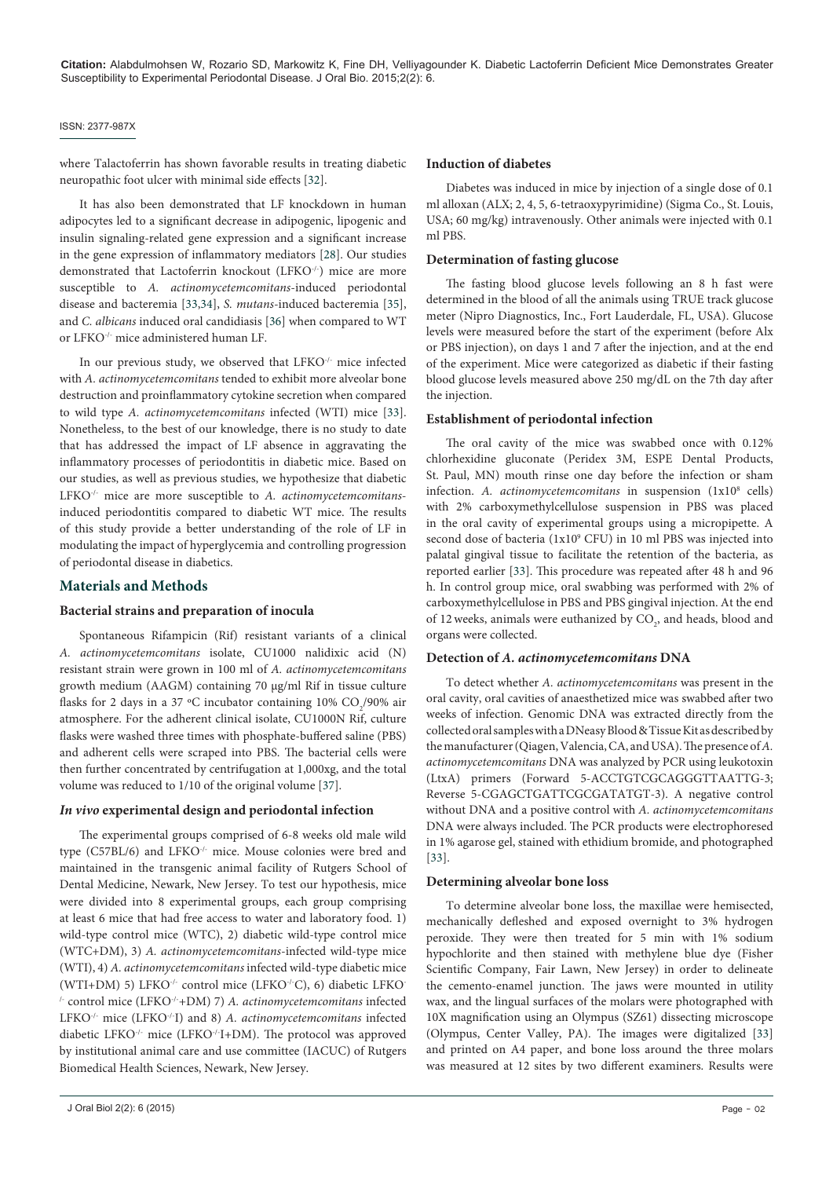where Talactoferrin has shown favorable results in treating diabetic neuropathic foot ulcer with minimal side effects [32].

It has also been demonstrated that LF knockdown in human adipocytes led to a significant decrease in adipogenic, lipogenic and insulin signaling-related gene expression and a significant increase in the gene expression of inflammatory mediators [28]. Our studies demonstrated that Lactoferrin knockout (LFKO$^{-/-}$) mice are more susceptible to *A. actinomycetemcomitans*-induced periodontal disease and bacteremia [33,34], *S. mutans*-induced bacteremia [35], and *C. albicans* induced oral candidiasis [36] when compared to WT or LFKO$^{-/-}$ mice administered human LF.

In our previous study, we observed that LFKO$^{-/-}$ mice infected with *A. actinomycetemcomitans* tended to exhibit more alveolar bone destruction and proinflammatory cytokine secretion when compared to wild type *A. actinomycetemcomitans* infected (WTI) mice [33]. Nonetheless, to the best of our knowledge, there is no study to date that has addressed the impact of LF absence in aggravating the inflammatory processes of periodontitis in diabetic mice. Based on our studies, as well as previous studies, we hypothesize that diabetic LFKO$^{-/-}$ mice are more susceptible to *A. actinomycetemcomitans*-induced periodontitis compared to diabetic WT mice. The results of this study provide a better understanding of the role of LF in modulating the impact of hyperglycemia and controlling progression of periodontal disease in diabetics.

## Materials and Methods

### Bacterial strains and preparation of inocula

Spontaneous Rifampicin (Rif) resistant variants of a clinical *A. actinomycetemcomitans* isolate, CU1000 nalidixic acid (N) resistant strain were grown in 100 ml of *A. actinomycetemcomitans* growth medium (AAGM) containing 70 μg/ml Rif in tissue culture flasks for 2 days in a 37 ºC incubator containing 10% $CO_2$/90% air atmosphere. For the adherent clinical isolate, CU1000N Rif, culture flasks were washed three times with phosphate-buffered saline (PBS) and adherent cells were scraped into PBS. The bacterial cells were then further concentrated by centrifugation at 1,000xg, and the total volume was reduced to 1/10 of the original volume [37].

### *In vivo* experimental design and periodontal infection

The experimental groups comprised of 6-8 weeks old male wild type (C57BL/6) and LFKO$^{-/-}$ mice. Mouse colonies were bred and maintained in the transgenic animal facility of Rutgers School of Dental Medicine, Newark, New Jersey. To test our hypothesis, mice were divided into 8 experimental groups, each group comprising at least 6 mice that had free access to water and laboratory food. 1) wild-type control mice (WTC), 2) diabetic wild-type control mice (WTC+DM), 3) *A. actinomycetemcomitans*-infected wild-type mice (WTI), 4) *A. actinomycetemcomitans* infected wild-type diabetic mice (WTI+DM) 5) LFKO$^{-/-}$ control mice (LFKO$^{-/-}$C), 6) diabetic LFKO$^{-/-}$ control mice (LFKO$^{-/-}$+DM) 7) *A. actinomycetemcomitans* infected LFKO$^{-/-}$ mice (LFKO$^{-/-}$I) and 8) *A. actinomycetemcomitans* infected diabetic LFKO$^{-/-}$ mice (LFKO$^{-/-}$I+DM). The protocol was approved by institutional animal care and use committee (IACUC) of Rutgers Biomedical Health Sciences, Newark, New Jersey.

### Induction of diabetes

Diabetes was induced in mice by injection of a single dose of 0.1 ml alloxan (ALX; 2, 4, 5, 6-tetraoxypyrimidine) (Sigma Co., St. Louis, USA; 60 mg/kg) intravenously. Other animals were injected with 0.1 ml PBS.

### Determination of fasting glucose

The fasting blood glucose levels following an 8 h fast were determined in the blood of all the animals using TRUE track glucose meter (Nipro Diagnostics, Inc., Fort Lauderdale, FL, USA). Glucose levels were measured before the start of the experiment (before Alx or PBS injection), on days 1 and 7 after the injection, and at the end of the experiment. Mice were categorized as diabetic if their fasting blood glucose levels measured above 250 mg/dL on the 7th day after the injection.

### Establishment of periodontal infection

The oral cavity of the mice was swabbed once with 0.12% chlorhexidine gluconate (Peridex 3M, ESPE Dental Products, St. Paul, MN) mouth rinse one day before the infection or sham infection. *A. actinomycetemcomitans* in suspension ($1x10^8$ cells) with 2% carboxymethylcellulose suspension in PBS was placed in the oral cavity of experimental groups using a micropipette. A second dose of bacteria ($1x10^9$ CFU) in 10 ml PBS was injected into palatal gingival tissue to facilitate the retention of the bacteria, as reported earlier [33]. This procedure was repeated after 48 h and 96 h. In control group mice, oral swabbing was performed with 2% of carboxymethylcellulose in PBS and PBS gingival injection. At the end of 12 weeks, animals were euthanized by $CO_2$, and heads, blood and organs were collected.

### Detection of *A. actinomycetemcomitans* DNA

To detect whether *A. actinomycetemcomitans* was present in the oral cavity, oral cavities of anaesthetized mice was swabbed after two weeks of infection. Genomic DNA was extracted directly from the collected oral samples with a DNeasy Blood & Tissue Kit as described by the manufacturer (Qiagen, Valencia, CA, and USA). The presence of *A. actinomycetemcomitans* DNA was analyzed by PCR using leukotoxin (LtxA) primers (Forward 5-ACCTGTCGCAGGGTTAATTG-3; Reverse 5-CGAGCTGATTCGCGATATGT-3). A negative control without DNA and a positive control with *A. actinomycetemcomitans* DNA were always included. The PCR products were electrophoresed in 1% agarose gel, stained with ethidium bromide, and photographed [33].

### Determining alveolar bone loss

To determine alveolar bone loss, the maxillae were hemisected, mechanically defleshed and exposed overnight to 3% hydrogen peroxide. They were then treated for 5 min with 1% sodium hypochlorite and then stained with methylene blue dye (Fisher Scientific Company, Fair Lawn, New Jersey) in order to delineate the cemento-enamel junction. The jaws were mounted in utility wax, and the lingual surfaces of the molars were photographed with 10X magnification using an Olympus (SZ61) dissecting microscope (Olympus, Center Valley, PA). The images were digitalized [33] and printed on A4 paper, and bone loss around the three molars was measured at 12 sites by two different examiners. Results were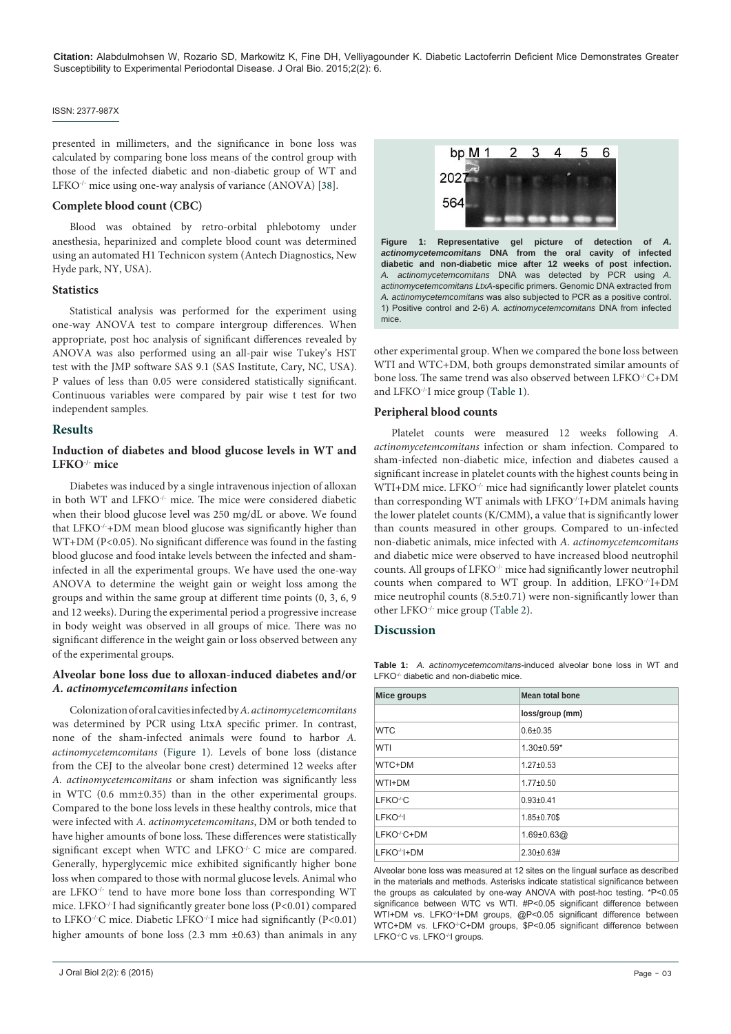presented in millimeters, and the significance in bone loss was calculated by comparing bone loss means of the control group with those of the infected diabetic and non-diabetic group of WT and LFKO$^{-/-}$ mice using one-way analysis of variance (ANOVA) [38].

### Complete blood count (CBC)

Blood was obtained by retro-orbital phlebotomy under anesthesia, heparinized and complete blood count was determined using an automated H1 Technicon system (Antech Diagnostics, New Hyde park, NY, USA).

### Statistics

Statistical analysis was performed for the experiment using one-way ANOVA test to compare intergroup differences. When appropriate, post hoc analysis of significant differences revealed by ANOVA was also performed using an all-pair wise Tukey's HST test with the JMP software SAS 9.1 (SAS Institute, Cary, NC, USA). P values of less than 0.05 were considered statistically significant. Continuous variables were compared by pair wise t test for two independent samples.

## Results

### Induction of diabetes and blood glucose levels in WT and LFKO$^{-/-}$ mice

Diabetes was induced by a single intravenous injection of alloxan in both WT and LFKO$^{-/-}$ mice. The mice were considered diabetic when their blood glucose level was 250 mg/dL or above. We found that LFKO$^{-/-}$+DM mean blood glucose was significantly higher than WT+DM ($P<0.05$). No significant difference was found in the fasting blood glucose and food intake levels between the infected and sham-infected in all the experimental groups. We have used the one-way ANOVA to determine the weight gain or weight loss among the groups and within the same group at different time points (0, 3, 6, 9 and 12 weeks). During the experimental period a progressive increase in body weight was observed in all groups of mice. There was no significant difference in the weight gain or loss observed between any of the experimental groups.

### Alveolar bone loss due to alloxan-induced diabetes and/or *A. actinomycetemcomitans* infection

Colonization of oral cavities infected by *A. actinomycetemcomitans* was determined by PCR using LtxA specific primer. In contrast, none of the sham-infected animals were found to harbor *A. actinomycetemcomitans* (Figure 1). Levels of bone loss (distance from the CEJ to the alveolar bone crest) determined 12 weeks after *A. actinomycetemcomitans* or sham infection was significantly less in WTC (0.6 mm±0.35) than in the other experimental groups. Compared to the bone loss levels in these healthy controls, mice that were infected with *A. actinomycetemcomitans*, DM or both tended to have higher amounts of bone loss. These differences were statistically significant except when WTC and LFKO$^{-/-}$ C mice are compared. Generally, hyperglycemic mice exhibited significantly higher bone loss when compared to those with normal glucose levels. Animal who are LFKO$^{-/-}$ tend to have more bone loss than corresponding WT mice. LFKO$^{-/-}$I had significantly greater bone loss ($P<0.01$) compared to LFKO$^{-/-}$C mice. Diabetic LFKO$^{-/-}$I mice had significantly ($P<0.01$) higher amounts of bone loss (2.3 mm ±0.63) than animals in any other experimental group. When we compared the bone loss between WTI and WTC+DM, both groups demonstrated similar amounts of bone loss. The same trend was also observed between LFKO$^{-/-}$C+DM and LFKO$^{-/-}$I mice group (Table 1).

**Figure 1: Representative gel picture of detection of *A. actinomycetemcomitans* DNA from the oral cavity of infected diabetic and non-diabetic mice after 12 weeks of post infection.** *A. actinomycetemcomitans* DNA was detected by PCR using *A. actinomycetemcomitans LtxA*-specific primers. Genomic DNA extracted from *A. actinomycetemcomitans* was also subjected to PCR as a positive control. 1) Positive control and 2-6) *A. actinomycetemcomitans* DNA from infected mice.

### Peripheral blood counts

Platelet counts were measured 12 weeks following *A. actinomycetemcomitans* infection or sham infection. Compared to sham-infected non-diabetic mice, infection and diabetes caused a significant increase in platelet counts with the highest counts being in WTI+DM mice. LFKO$^{-/-}$ mice had significantly lower platelet counts than corresponding WT animals with LFKO$^{-/-}$I+DM animals having the lower platelet counts (K/CMM), a value that is significantly lower than counts measured in other groups. Compared to un-infected non-diabetic animals, mice infected with *A. actinomycetemcomitans* and diabetic mice were observed to have increased blood neutrophil counts. All groups of LFKO$^{-/-}$ mice had significantly lower neutrophil counts when compared to WT group. In addition, LFKO$^{-/-}$I+DM mice neutrophil counts (8.5±0.71) were non-significantly lower than other LFKO$^{-/-}$ mice group (Table 2).

## Discussion

**Table 1:** *A. actinomycetemcomitans*-induced alveolar bone loss in WT and LFKO$^{-/-}$ diabetic and non-diabetic mice.

| Mice groups | Mean total bone loss/group (mm) |
|---|---|
| WTC | 0.6±0.35 |
| WTI | 1.30±0.59* |
| WTC+DM | 1.27±0.53 |
| WTI+DM | 1.77±0.50 |
| LFKO$^{-/-}$C | 0.93±0.41 |
| LFKO$^{-/-}$I | 1.85±0.70$ |
| LFKO$^{-/-}$C+DM | 1.69±0.63@ |
| LFKO$^{-/-}$I+DM | 2.30±0.63# |

Alveolar bone loss was measured at 12 sites on the lingual surface as described in the materials and methods. Asterisks indicate statistical significance between the groups as calculated by one-way ANOVA with post-hoc testing. *P<0.05 significance between WTC vs WTI. #P<0.05 significant difference between WTI+DM vs. LFKO$^{-/-}$I+DM groups, @P<0.05 significant difference between WTC+DM vs. LFKO$^{-/-}$C+DM groups, $P<0.05 significant difference between LFKO$^{-/-}$C vs. LFKO$^{-/-}$I groups.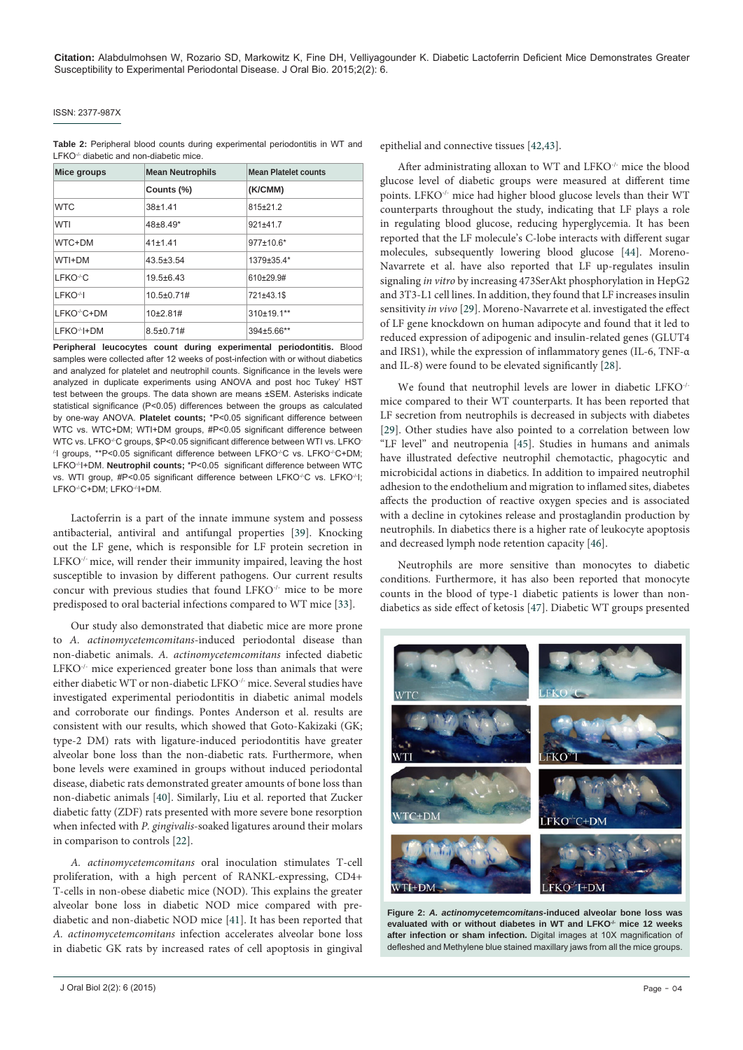**Table 2:** Peripheral blood counts during experimental periodontitis in WT and LFKO$^{-/-}$ diabetic and non-diabetic mice.

| Mice groups | Mean Neutrophils | Mean Platelet counts |
|---|---|---|
| | Counts (%) | (K/CMM) |
| WTC | 38±1.41 | 815±21.2 |
| WTI | 48±8.49* | 921±41.7 |
| WTC+DM | 41±1.41 | 977±10.6* |
| WTI+DM | 43.5±3.54 | 1379±35.4* |
| LFKO$^{-/-}$C | 19.5±6.43 | 610±29.9# |
| LFKO$^{-/-}$I | 10.5±0.71# | 721±43.1$ |
| LFKO$^{-/-}$C+DM | 10±2.81# | 310±19.1** |
| LFKO$^{-/-}$I+DM | 8.5±0.71# | 394±5.66** |

**Peripheral leucocytes count during experimental periodontitis.** Blood samples were collected after 12 weeks of post-infection with or without diabetics and analyzed for platelet and neutrophil counts. Significance in the levels were analyzed in duplicate experiments using ANOVA and post hoc Tukey' HST test between the groups. The data shown are means ±SEM. Asterisks indicate statistical significance (P<0.05) differences between the groups as calculated by one-way ANOVA. **Platelet counts;** *P<0.05 significant difference between WTC vs. WTC+DM; WTI+DM groups, #P<0.05 significant difference between WTC vs. LFKO$^{-/-}$C groups, $P<0.05 significant difference between WTI vs. LFKO$^{-/-}$I groups, **P<0.05 significant difference between LFKO$^{-/-}$C vs. LFKO$^{-/-}$C+DM; LFKO$^{-/-}$I+DM. **Neutrophil counts;** *P<0.05 significant difference between WTC vs. WTI group, #P<0.05 significant difference between LFKO$^{-/-}$C vs. LFKO$^{-/-}$I; LFKO$^{-/-}$C+DM; LFKO$^{-/-}$I+DM.

Lactoferrin is a part of the innate immune system and possess antibacterial, antiviral and antifungal properties [39]. Knocking out the LF gene, which is responsible for LF protein secretion in LFKO$^{-/-}$ mice, will render their immunity impaired, leaving the host susceptible to invasion by different pathogens. Our current results concur with previous studies that found LFKO$^{-/-}$ mice to be more predisposed to oral bacterial infections compared to WT mice [33].

Our study also demonstrated that diabetic mice are more prone to *A. actinomycetemcomitans*-induced periodontal disease than non-diabetic animals. *A. actinomycetemcomitans* infected diabetic LFKO$^{-/-}$ mice experienced greater bone loss than animals that were either diabetic WT or non-diabetic LFKO$^{-/-}$ mice. Several studies have investigated experimental periodontitis in diabetic animal models and corroborate our findings. Pontes Anderson et al. results are consistent with our results, which showed that Goto-Kakizaki (GK; type-2 DM) rats with ligature-induced periodontitis have greater alveolar bone loss than the non-diabetic rats. Furthermore, when bone levels were examined in groups without induced periodontal disease, diabetic rats demonstrated greater amounts of bone loss than non-diabetic animals [40]. Similarly, Liu et al. reported that Zucker diabetic fatty (ZDF) rats presented with more severe bone resorption when infected with *P. gingivalis*-soaked ligatures around their molars in comparison to controls [22].

*A. actinomycetemcomitans* oral inoculation stimulates T-cell proliferation, with a high percent of RANKL-expressing, CD4+ T-cells in non-obese diabetic mice (NOD). This explains the greater alveolar bone loss in diabetic NOD mice compared with pre-diabetic and non-diabetic NOD mice [41]. It has been reported that *A. actinomycetemcomitans* infection accelerates alveolar bone loss in diabetic GK rats by increased rates of cell apoptosis in gingival epithelial and connective tissues [42,43].

After administrating alloxan to WT and LFKO$^{-/-}$ mice the blood glucose level of diabetic groups were measured at different time points. LFKO$^{-/-}$ mice had higher blood glucose levels than their WT counterparts throughout the study, indicating that LF plays a role in regulating blood glucose, reducing hyperglycemia. It has been reported that the LF molecule's C-lobe interacts with different sugar molecules, subsequently lowering blood glucose [44]. Moreno-Navarrete et al. have also reported that LF up-regulates insulin signaling *in vitro* by increasing 473SerAkt phosphorylation in HepG2 and 3T3-L1 cell lines. In addition, they found that LF increases insulin sensitivity *in vivo* [29]. Moreno-Navarrete et al. investigated the effect of LF gene knockdown on human adipocyte and found that it led to reduced expression of adipogenic and insulin-related genes (GLUT4 and IRS1), while the expression of inflammatory genes (IL-6, TNF-α and IL-8) were found to be elevated significantly [28].

We found that neutrophil levels are lower in diabetic LFKO$^{-/-}$ mice compared to their WT counterparts. It has been reported that LF secretion from neutrophils is decreased in subjects with diabetes [29]. Other studies have also pointed to a correlation between low "LF level" and neutropenia [45]. Studies in humans and animals have illustrated defective neutrophil chemotactic, phagocytic and microbicidal actions in diabetics. In addition to impaired neutrophil adhesion to the endothelium and migration to inflamed sites, diabetes affects the production of reactive oxygen species and is associated with a decline in cytokines release and prostaglandin production by neutrophils. In diabetics there is a higher rate of leukocyte apoptosis and decreased lymph node retention capacity [46].

Neutrophils are more sensitive than monocytes to diabetic conditions. Furthermore, it has also been reported that monocyte counts in the blood of type-1 diabetic patients is lower than non-diabetics as side effect of ketosis [47]. Diabetic WT groups presented

**Figure 2: *A. actinomycetemcomitans*-induced alveolar bone loss was evaluated with or without diabetes in WT and LFKO$^{-/-}$ mice 12 weeks after infection or sham infection.** Digital images at 10X magnification of defleshed and Methylene blue stained maxillary jaws from all the mice groups.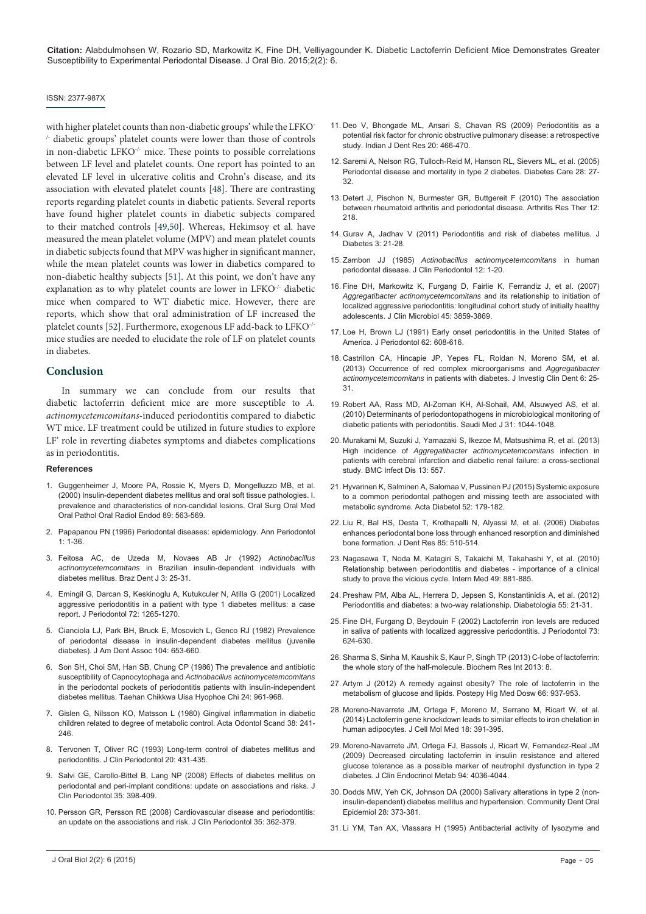with higher platelet counts than non-diabetic groups' while the LFKO-/- diabetic groups' platelet counts were lower than those of controls in non-diabetic LFKO-/- mice. These points to possible correlations between LF level and platelet counts. One report has pointed to an elevated LF level in ulcerative colitis and Crohn's disease, and its association with elevated platelet counts [48]. There are contrasting reports regarding platelet counts in diabetic patients. Several reports have found higher platelet counts in diabetic subjects compared to their matched controls [49,50]. Whereas, Hekimsoy et al. have measured the mean platelet volume (MPV) and mean platelet counts in diabetic subjects found that MPV was higher in significant manner, while the mean platelet counts was lower in diabetics compared to non-diabetic healthy subjects [51]. At this point, we don't have any explanation as to why platelet counts are lower in LFKO-/- diabetic mice when compared to WT diabetic mice. However, there are reports, which show that oral administration of LF increased the platelet counts [52]. Furthermore, exogenous LF add-back to LFKO-/- mice studies are needed to elucidate the role of LF on platelet counts in diabetes.

## Conclusion

In summary we can conclude from our results that diabetic lactoferrin deficient mice are more susceptible to *A. actinomycetemcomitans*-induced periodontitis compared to diabetic WT mice. LF treatment could be utilized in future studies to explore LF' role in reverting diabetes symptoms and diabetes complications as in periodontitis.

### References

1. Guggenheimer J, Moore PA, Rossie K, Myers D, Mongelluzzo MB, et al. (2000) Insulin-dependent diabetes mellitus and oral soft tissue pathologies. I. prevalence and characteristics of non-candidal lesions. Oral Surg Oral Med Oral Pathol Oral Radiol Endod 89: 563-569.
2. Papapanou PN (1996) Periodontal diseases: epidemiology. Ann Periodontol 1: 1-36.
3. Feitosa AC, de Uzeda M, Novaes AB Jr (1992) *Actinobacillus actinomycetemcomitans* in Brazilian insulin-dependent individuals with diabetes mellitus. Braz Dent J 3: 25-31.
4. Emingil G, Darcan S, Keskinoglu A, Kutukculer N, Atilla G (2001) Localized aggressive periodontitis in a patient with type 1 diabetes mellitus: a case report. J Periodontol 72: 1265-1270.
5. Cianciola LJ, Park BH, Bruck E, Mosovich L, Genco RJ (1982) Prevalence of periodontal disease in insulin-dependent diabetes mellitus (juvenile diabetes). J Am Dent Assoc 104: 653-660.
6. Son SH, Choi SM, Han SB, Chung CP (1986) The prevalence and antibiotic susceptibility of Capnocytophaga and *Actinobacillus actinomycetemcomitans* in the periodontal pockets of periodontitis patients with insulin-independent diabetes mellitus. Taehan Chikkwa Uisa Hyophoe Chi 24: 961-968.
7. Gislen G, Nilsson KO, Matsson L (1980) Gingival inflammation in diabetic children related to degree of metabolic control. Acta Odontol Scand 38: 241-246.
8. Tervonen T, Oliver RC (1993) Long-term control of diabetes mellitus and periodontitis. J Clin Periodontol 20: 431-435.
9. Salvi GE, Carollo-Bittel B, Lang NP (2008) Effects of diabetes mellitus on periodontal and peri-implant conditions: update on associations and risks. J Clin Periodontol 35: 398-409.
10. Persson GR, Persson RE (2008) Cardiovascular disease and periodontitis: an update on the associations and risk. J Clin Periodontol 35: 362-379.
11. Deo V, Bhongade ML, Ansari S, Chavan RS (2009) Periodontitis as a potential risk factor for chronic obstructive pulmonary disease: a retrospective study. Indian J Dent Res 20: 466-470.
12. Saremi A, Nelson RG, Tulloch-Reid M, Hanson RL, Sievers ML, et al. (2005) Periodontal disease and mortality in type 2 diabetes. Diabetes Care 28: 27-32.
13. Detert J, Pischon N, Burmester GR, Buttgereit F (2010) The association between rheumatoid arthritis and periodontal disease. Arthritis Res Ther 12: 218.
14. Gurav A, Jadhav V (2011) Periodontitis and risk of diabetes mellitus. J Diabetes 3: 21-28.
15. Zambon JJ (1985) *Actinobacillus actinomycetemcomitans* in human periodontal disease. J Clin Periodontol 12: 1-20.
16. Fine DH, Markowitz K, Furgang D, Fairlie K, Ferrandiz J, et al. (2007) *Aggregatibacter actinomycetemcomitans* and its relationship to initiation of localized aggressive periodontitis: longitudinal cohort study of initially healthy adolescents. J Clin Microbiol 45: 3859-3869.
17. Loe H, Brown LJ (1991) Early onset periodontitis in the United States of America. J Periodontol 62: 608-616.
18. Castrillon CA, Hincapie JP, Yepes FL, Roldan N, Moreno SM, et al. (2013) Occurrence of red complex microorganisms and *Aggregatibacter actinomycetemcomitans* in patients with diabetes. J Investig Clin Dent 6: 25-31.
19. Robert AA, Rass MD, Al-Zoman KH, Al-Sohail, AM, Alsuwyed AS, et al. (2010) Determinants of periodontopathogens in microbiological monitoring of diabetic patients with periodontitis. Saudi Med J 31: 1044-1048.
20. Murakami M, Suzuki J, Yamazaki S, Ikezoe M, Matsushima R, et al. (2013) High incidence of *Aggregatibacter actinomycetemcomitans* infection in patients with cerebral infarction and diabetic renal failure: a cross-sectional study. BMC Infect Dis 13: 557.
21. Hyvarinen K, Salminen A, Salomaa V, Pussinen PJ (2015) Systemic exposure to a common periodontal pathogen and missing teeth are associated with metabolic syndrome. Acta Diabetol 52: 179-182.
22. Liu R, Bal HS, Desta T, Krothapalli N, Alyassi M, et al. (2006) Diabetes enhances periodontal bone loss through enhanced resorption and diminished bone formation. J Dent Res 85: 510-514.
23. Nagasawa T, Noda M, Katagiri S, Takaichi M, Takahashi Y, et al. (2010) Relationship between periodontitis and diabetes - importance of a clinical study to prove the vicious cycle. Intern Med 49: 881-885.
24. Preshaw PM, Alba AL, Herrera D, Jepsen S, Konstantinidis A, et al. (2012) Periodontitis and diabetes: a two-way relationship. Diabetologia 55: 21-31.
25. Fine DH, Furgang D, Beydouin F (2002) Lactoferrin iron levels are reduced in saliva of patients with localized aggressive periodontitis. J Periodontol 73: 624-630.
26. Sharma S, Sinha M, Kaushik S, Kaur P, Singh TP (2013) C-lobe of lactoferrin: the whole story of the half-molecule. Biochem Res Int 2013: 8.
27. Artym J (2012) A remedy against obesity? The role of lactoferrin in the metabolism of glucose and lipids. Postepy Hig Med Dosw 66: 937-953.
28. Moreno-Navarrete JM, Ortega F, Moreno M, Serrano M, Ricart W, et al. (2014) Lactoferrin gene knockdown leads to similar effects to iron chelation in human adipocytes. J Cell Mol Med 18: 391-395.
29. Moreno-Navarrete JM, Ortega FJ, Bassols J, Ricart W, Fernandez-Real JM (2009) Decreased circulating lactoferrin in insulin resistance and altered glucose tolerance as a possible marker of neutrophil dysfunction in type 2 diabetes. J Clin Endocrinol Metab 94: 4036-4044.
30. Dodds MW, Yeh CK, Johnson DA (2000) Salivary alterations in type 2 (non-insulin-dependent) diabetes mellitus and hypertension. Community Dent Oral Epidemiol 28: 373-381.
31. Li YM, Tan AX, Vlassara H (1995) Antibacterial activity of lysozyme and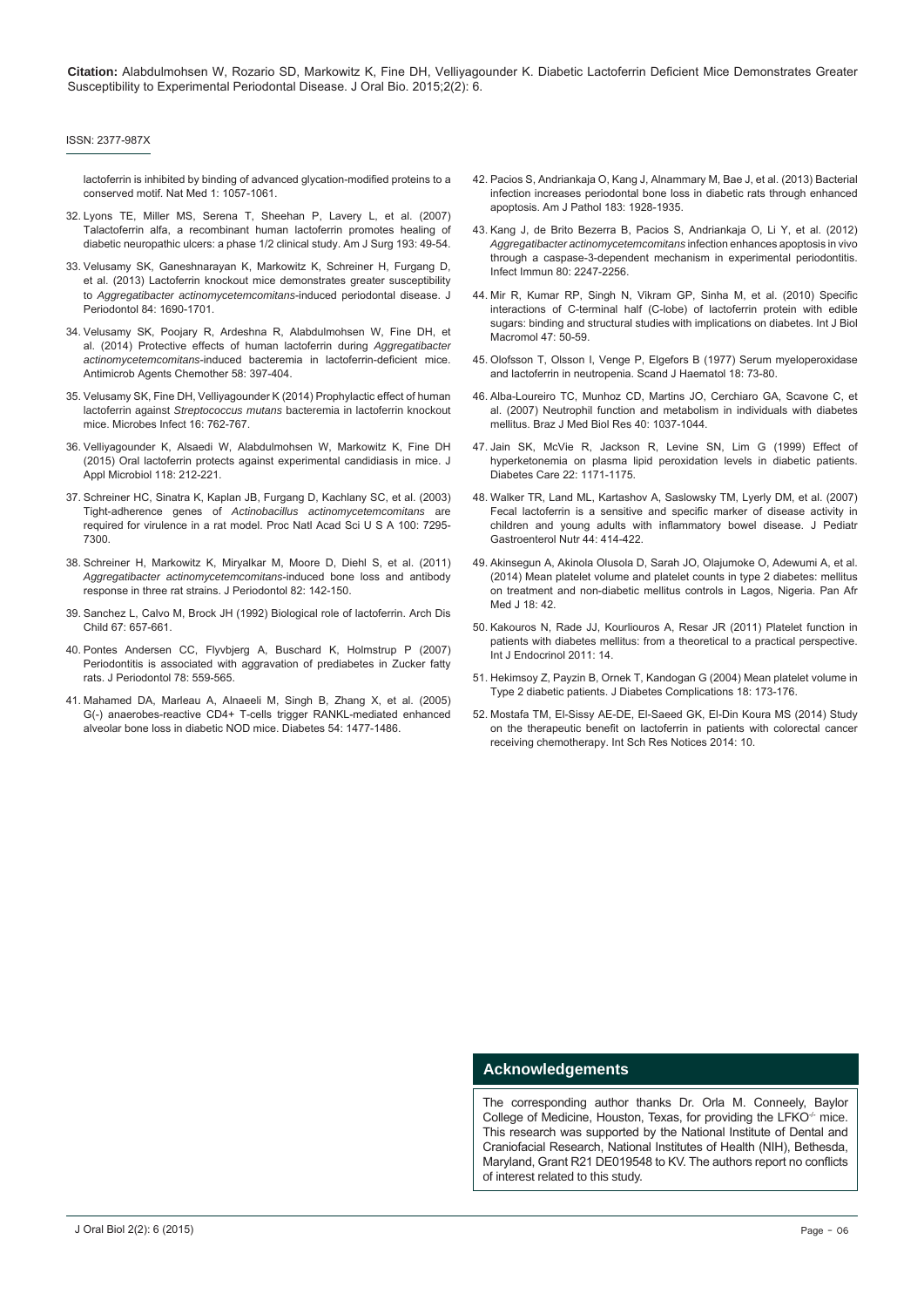lactoferrin is inhibited by binding of advanced glycation-modified proteins to a conserved motif. Nat Med 1: 1057-1061.

32. Lyons TE, Miller MS, Serena T, Sheehan P, Lavery L, et al. (2007) Talactoferrin alfa, a recombinant human lactoferrin promotes healing of diabetic neuropathic ulcers: a phase 1/2 clinical study. Am J Surg 193: 49-54.

33. Velusamy SK, Ganeshnarayan K, Markowitz K, Schreiner H, Furgang D, et al. (2013) Lactoferrin knockout mice demonstrates greater susceptibility to *Aggregatibacter actinomycetemcomitans*-induced periodontal disease. J Periodontol 84: 1690-1701.

34. Velusamy SK, Poojary R, Ardeshna R, Alabdulmohsen W, Fine DH, et al. (2014) Protective effects of human lactoferrin during *Aggregatibacter actinomycetemcomitans*-induced bacteremia in lactoferrin-deficient mice. Antimicrob Agents Chemother 58: 397-404.

35. Velusamy SK, Fine DH, Velliyagounder K (2014) Prophylactic effect of human lactoferrin against *Streptococcus mutans* bacteremia in lactoferrin knockout mice. Microbes Infect 16: 762-767.

36. Velliyagounder K, Alsaedi W, Alabdulmohsen W, Markowitz K, Fine DH (2015) Oral lactoferrin protects against experimental candidiasis in mice. J Appl Microbiol 118: 212-221.

37. Schreiner HC, Sinatra K, Kaplan JB, Furgang D, Kachlany SC, et al. (2003) Tight-adherence genes of *Actinobacillus actinomycetemcomitans* are required for virulence in a rat model. Proc Natl Acad Sci U S A 100: 7295-7300.

38. Schreiner H, Markowitz K, Miryalkar M, Moore D, Diehl S, et al. (2011) *Aggregatibacter actinomycetemcomitans*-induced bone loss and antibody response in three rat strains. J Periodontol 82: 142-150.

39. Sanchez L, Calvo M, Brock JH (1992) Biological role of lactoferrin. Arch Dis Child 67: 657-661.

40. Pontes Andersen CC, Flyvbjerg A, Buschard K, Holmstrup P (2007) Periodontitis is associated with aggravation of prediabetes in Zucker fatty rats. J Periodontol 78: 559-565.

41. Mahamed DA, Marleau A, Alnaeeli M, Singh B, Zhang X, et al. (2005) G(-) anaerobes-reactive CD4+ T-cells trigger RANKL-mediated enhanced alveolar bone loss in diabetic NOD mice. Diabetes 54: 1477-1486.

42. Pacios S, Andriankaja O, Kang J, Alnammary M, Bae J, et al. (2013) Bacterial infection increases periodontal bone loss in diabetic rats through enhanced apoptosis. Am J Pathol 183: 1928-1935.

43. Kang J, de Brito Bezerra B, Pacios S, Andriankaja O, Li Y, et al. (2012) *Aggregatibacter actinomycetemcomitans* infection enhances apoptosis in vivo through a caspase-3-dependent mechanism in experimental periodontitis. Infect Immun 80: 2247-2256.

44. Mir R, Kumar RP, Singh N, Vikram GP, Sinha M, et al. (2010) Specific interactions of C-terminal half (C-lobe) of lactoferrin protein with edible sugars: binding and structural studies with implications on diabetes. Int J Biol Macromol 47: 50-59.

45. Olofsson T, Olsson I, Venge P, Elgefors B (1977) Serum myeloperoxidase and lactoferrin in neutropenia. Scand J Haematol 18: 73-80.

46. Alba-Loureiro TC, Munhoz CD, Martins JO, Cerchiaro GA, Scavone C, et al. (2007) Neutrophil function and metabolism in individuals with diabetes mellitus. Braz J Med Biol Res 40: 1037-1044.

47. Jain SK, McVie R, Jackson R, Levine SN, Lim G (1999) Effect of hyperketonemia on plasma lipid peroxidation levels in diabetic patients. Diabetes Care 22: 1171-1175.

48. Walker TR, Land ML, Kartashov A, Saslowsky TM, Lyerly DM, et al. (2007) Fecal lactoferrin is a sensitive and specific marker of disease activity in children and young adults with inflammatory bowel disease. J Pediatr Gastroenterol Nutr 44: 414-422.

49. Akinsegun A, Akinola Olusola D, Sarah JO, Olajumoke O, Adewumi A, et al. (2014) Mean platelet volume and platelet counts in type 2 diabetes: mellitus on treatment and non-diabetic mellitus controls in Lagos, Nigeria. Pan Afr Med J 18: 42.

50. Kakouros N, Rade JJ, Kourliouros A, Resar JR (2011) Platelet function in patients with diabetes mellitus: from a theoretical to a practical perspective. Int J Endocrinol 2011: 14.

51. Hekimsoy Z, Payzin B, Ornek T, Kandogan G (2004) Mean platelet volume in Type 2 diabetic patients. J Diabetes Complications 18: 173-176.

52. Mostafa TM, El-Sissy AE-DE, El-Saeed GK, El-Din Koura MS (2014) Study on the therapeutic benefit on lactoferrin in patients with colorectal cancer receiving chemotherapy. Int Sch Res Notices 2014: 10.

## Acknowledgements

The corresponding author thanks Dr. Orla M. Conneely, Baylor College of Medicine, Houston, Texas, for providing the LFKO$^{-/-}$ mice. This research was supported by the National Institute of Dental and Craniofacial Research, National Institutes of Health (NIH), Bethesda, Maryland, Grant R21 DE019548 to KV. The authors report no conflicts of interest related to this study.